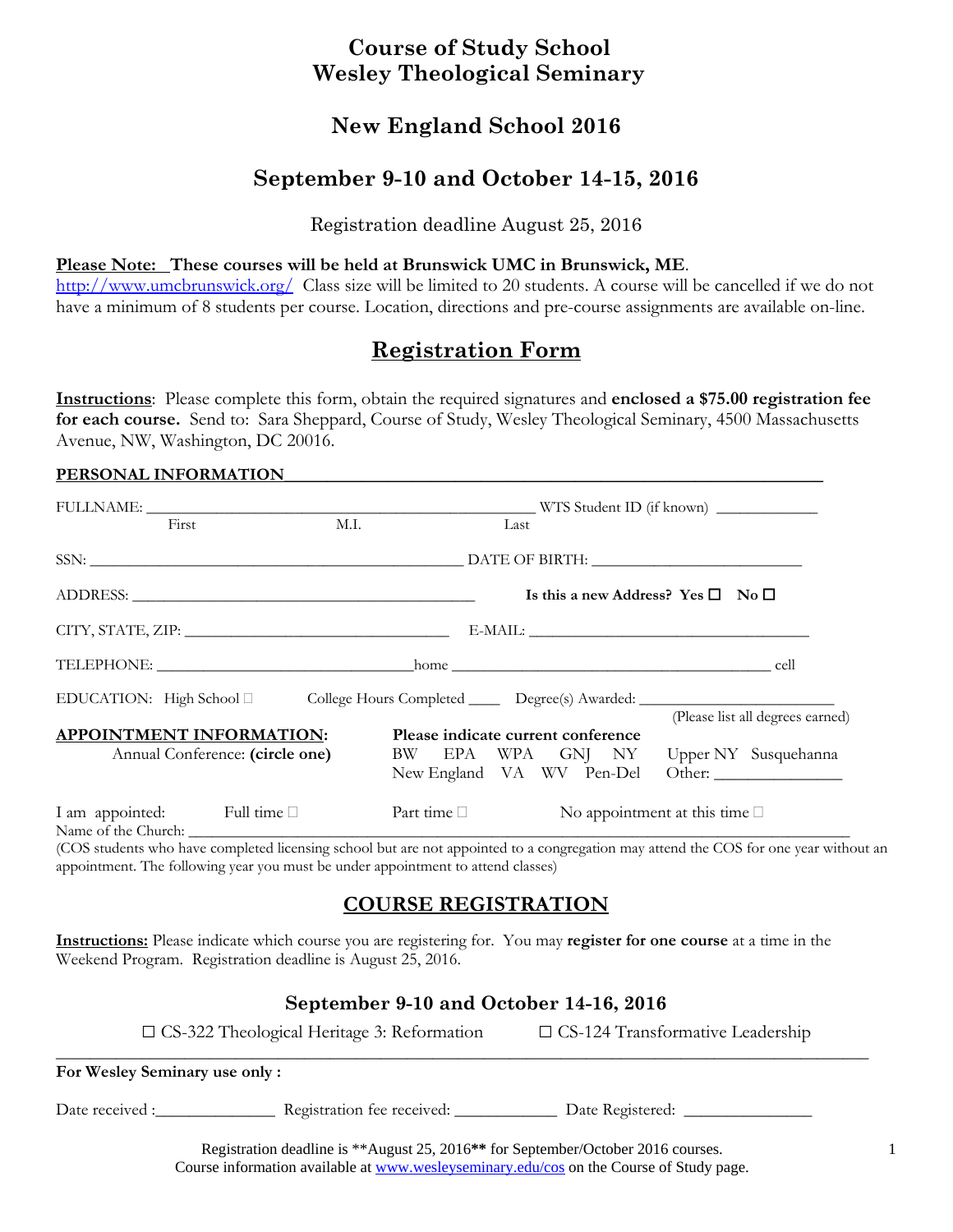# Course of Study School
# Wesley Theological Seminary

## New England School 2016

## September 9-10 and October 14-15, 2016

Registration deadline August 25, 2016

**Please Note: These courses will be held at Brunswick UMC in Brunswick, ME.**
http://www.umcbrunswick.org/ Class size will be limited to 20 students. A course will be cancelled if we do not have a minimum of 8 students per course. Location, directions and pre-course assignments are available on-line.

## Registration Form

**Instructions**: Please complete this form, obtain the required signatures and **enclosed a $75.00 registration fee for each course.** Send to: Sara Sheppard, Course of Study, Wesley Theological Seminary, 4500 Massachusetts Avenue, NW, Washington, DC 20016.

**PERSONAL INFORMATION**

FULLNAME: ______________________________ WTS Student ID (if known) __________
First M.I. Last

SSN: ______________________________ DATE OF BIRTH: ______________________

ADDRESS: ______________________________ **Is this a new Address? Yes ☐ No ☐**

CITY, STATE, ZIP: ______________________ E-MAIL: ______________________

TELEPHONE: ______________________home ______________________ cell

EDUCATION: High School ☐ College Hours Completed ____ Degree(s) Awarded: ______________________
(Please list all degrees earned)

**APPOINTMENT INFORMATION:**
Annual Conference: **(circle one)**

**Please indicate current conference**
BW EPA WPA GNJ NY Upper NY Susquehanna
New England VA WV Pen-Del Other: ______________

I am appointed: Full time ☐ Part time ☐ No appointment at this time ☐
Name of the Church: ______________________________________________

(COS students who have completed licensing school but are not appointed to a congregation may attend the COS for one year without an appointment. The following year you must be under appointment to attend classes)

## COURSE REGISTRATION

**Instructions:** Please indicate which course you are registering for. You may **register for one course** at a time in the Weekend Program. Registration deadline is August 25, 2016.

### September 9-10 and October 14-16, 2016

☐ CS-322 Theological Heritage 3: Reformation ☐ CS-124 Transformative Leadership

**For Wesley Seminary use only :**

Date received :______________ Registration fee received: ____________ Date Registered: _______________

Registration deadline is **August 25, 2016** for September/October 2016 courses.
Course information available at www.wesleyseminary.edu/cos on the Course of Study page.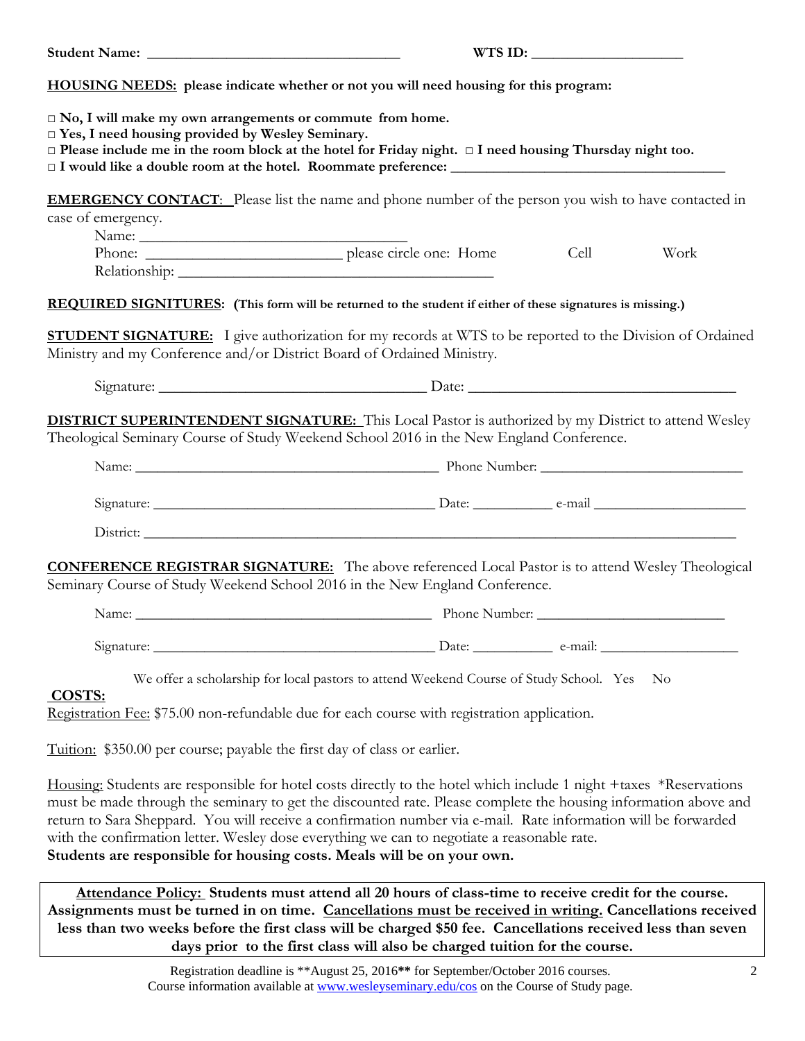**Student Name:** ___________________________________ **WTS ID:** ____________________

**HOUSING NEEDS: please indicate whether or not you will need housing for this program:**

**□ No, I will make my own arrangements or commute from home.**
**□ Yes, I need housing provided by Wesley Seminary.**
**□ Please include me in the room block at the hotel for Friday night. □ I need housing Thursday night too.**
**□ I would like a double room at the hotel. Roommate preference:** _____________________________________

**EMERGENCY CONTACT**: Please list the name and phone number of the person you wish to have contacted in case of emergency.

Name: ___________________________________
Phone: _________________________ please circle one: Home Cell Work
Relationship: __________________________________________

**REQUIRED SIGNITURES: (This form will be returned to the student if either of these signatures is missing.)**

**STUDENT SIGNATURE:** I give authorization for my records at WTS to be reported to the Division of Ordained Ministry and my Conference and/or District Board of Ordained Ministry.

Signature: ___________________________________ Date: ___________________________________

**DISTRICT SUPERINTENDENT SIGNATURE:** This Local Pastor is authorized by my District to attend Wesley Theological Seminary Course of Study Weekend School 2016 in the New England Conference.

Name: __________________________________________ Phone Number: ____________________________

Signature: _______________________________________ Date: ___________ e-mail _____________________

District: ___________________________________________________________________________________

**CONFERENCE REGISTRAR SIGNATURE:** The above referenced Local Pastor is to attend Wesley Theological Seminary Course of Study Weekend School 2016 in the New England Conference.

Name: _________________________________________ Phone Number: __________________________

Signature: _______________________________________ Date: ___________ e-mail: ____________________

We offer a scholarship for local pastors to attend Weekend Course of Study School. Yes No

**COSTS:**

Registration Fee: $75.00 non-refundable due for each course with registration application.

Tuition: $350.00 per course; payable the first day of class or earlier.

Housing: Students are responsible for hotel costs directly to the hotel which include 1 night +taxes *Reservations must be made through the seminary to get the discounted rate. Please complete the housing information above and return to Sara Sheppard. You will receive a confirmation number via e-mail. Rate information will be forwarded with the confirmation letter. Wesley dose everything we can to negotiate a reasonable rate.
**Students are responsible for housing costs. Meals will be on your own.**

**Attendance Policy: Students must attend all 20 hours of class-time to receive credit for the course. Assignments must be turned in on time. Cancellations must be received in writing. Cancellations received less than two weeks before the first class will be charged $50 fee. Cancellations received less than seven days prior to the first class will also be charged tuition for the course.**

Registration deadline is **August 25, 2016** for September/October 2016 courses.
Course information available at www.wesleyseminary.edu/cos on the Course of Study page.